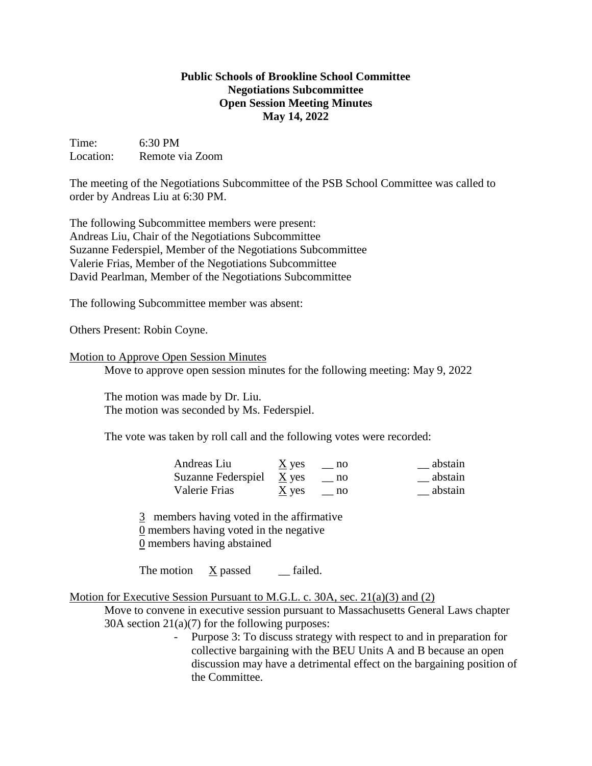**Public Schools of Brookline School Committee**
**Negotiations Subcommittee**
**Open Session Meeting Minutes**
**May 14, 2022**

Time: 6:30 PM
Location: Remote via Zoom

The meeting of the Negotiations Subcommittee of the PSB School Committee was called to order by Andreas Liu at 6:30 PM.

The following Subcommittee members were present:
Andreas Liu, Chair of the Negotiations Subcommittee
Suzanne Federspiel, Member of the Negotiations Subcommittee
Valerie Frias, Member of the Negotiations Subcommittee
David Pearlman, Member of the Negotiations Subcommittee

The following Subcommittee member was absent:

Others Present: Robin Coyne.

Motion to Approve Open Session Minutes

Move to approve open session minutes for the following meeting: May 9, 2022

The motion was made by Dr. Liu.
The motion was seconded by Ms. Federspiel.

The vote was taken by roll call and the following votes were recorded:

| | | | |
|---|---|---|---|
| Andreas Liu | X yes | __ no | __ abstain |
| Suzanne Federspiel | X yes | __ no | __ abstain |
| Valerie Frias | X yes | __ no | __ abstain |

3 members having voted in the affirmative
0 members having voted in the negative
0 members having abstained

The motion X passed __ failed.

Motion for Executive Session Pursuant to M.G.L. c. 30A, sec. 21(a)(3) and (2)

Move to convene in executive session pursuant to Massachusetts General Laws chapter 30A section 21(a)(7) for the following purposes:

- Purpose 3: To discuss strategy with respect to and in preparation for collective bargaining with the BEU Units A and B because an open discussion may have a detrimental effect on the bargaining position of the Committee.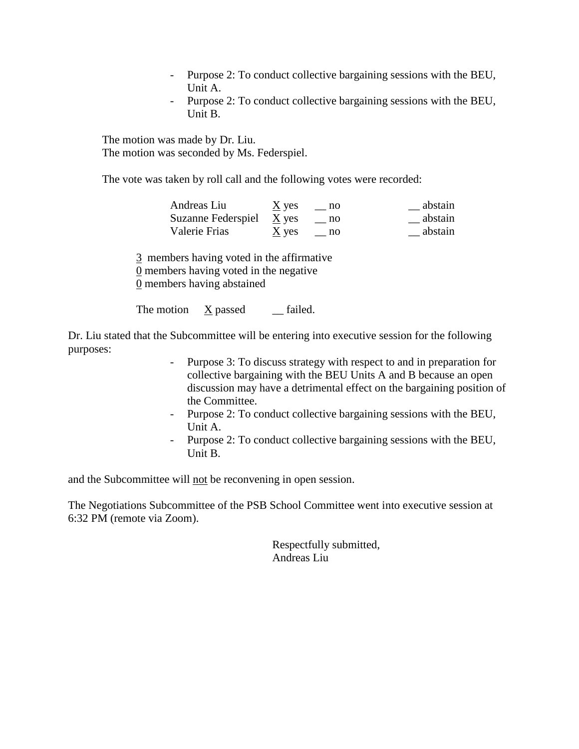- Purpose 2: To conduct collective bargaining sessions with the BEU, Unit A.
- Purpose 2: To conduct collective bargaining sessions with the BEU, Unit B.

The motion was made by Dr. Liu.
The motion was seconded by Ms. Federspiel.

The vote was taken by roll call and the following votes were recorded:

| | | | |
|---|---|---|---|
| Andreas Liu | X yes | __ no | __ abstain |
| Suzanne Federspiel | X yes | __ no | __ abstain |
| Valerie Frias | X yes | __ no | __ abstain |

3 members having voted in the affirmative
0 members having voted in the negative
0 members having abstained

The motion X passed __ failed.

Dr. Liu stated that the Subcommittee will be entering into executive session for the following purposes:

- Purpose 3: To discuss strategy with respect to and in preparation for collective bargaining with the BEU Units A and B because an open discussion may have a detrimental effect on the bargaining position of the Committee.
- Purpose 2: To conduct collective bargaining sessions with the BEU, Unit A.
- Purpose 2: To conduct collective bargaining sessions with the BEU, Unit B.

and the Subcommittee will not be reconvening in open session.

The Negotiations Subcommittee of the PSB School Committee went into executive session at 6:32 PM (remote via Zoom).

Respectfully submitted,
Andreas Liu